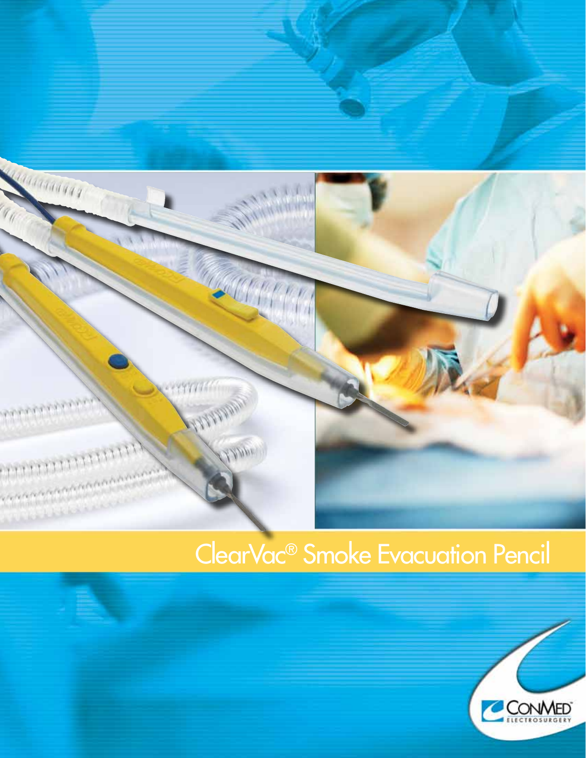# ClearVac® Smoke Evacuation Pencil

CONMED™ ELECTROSURGERY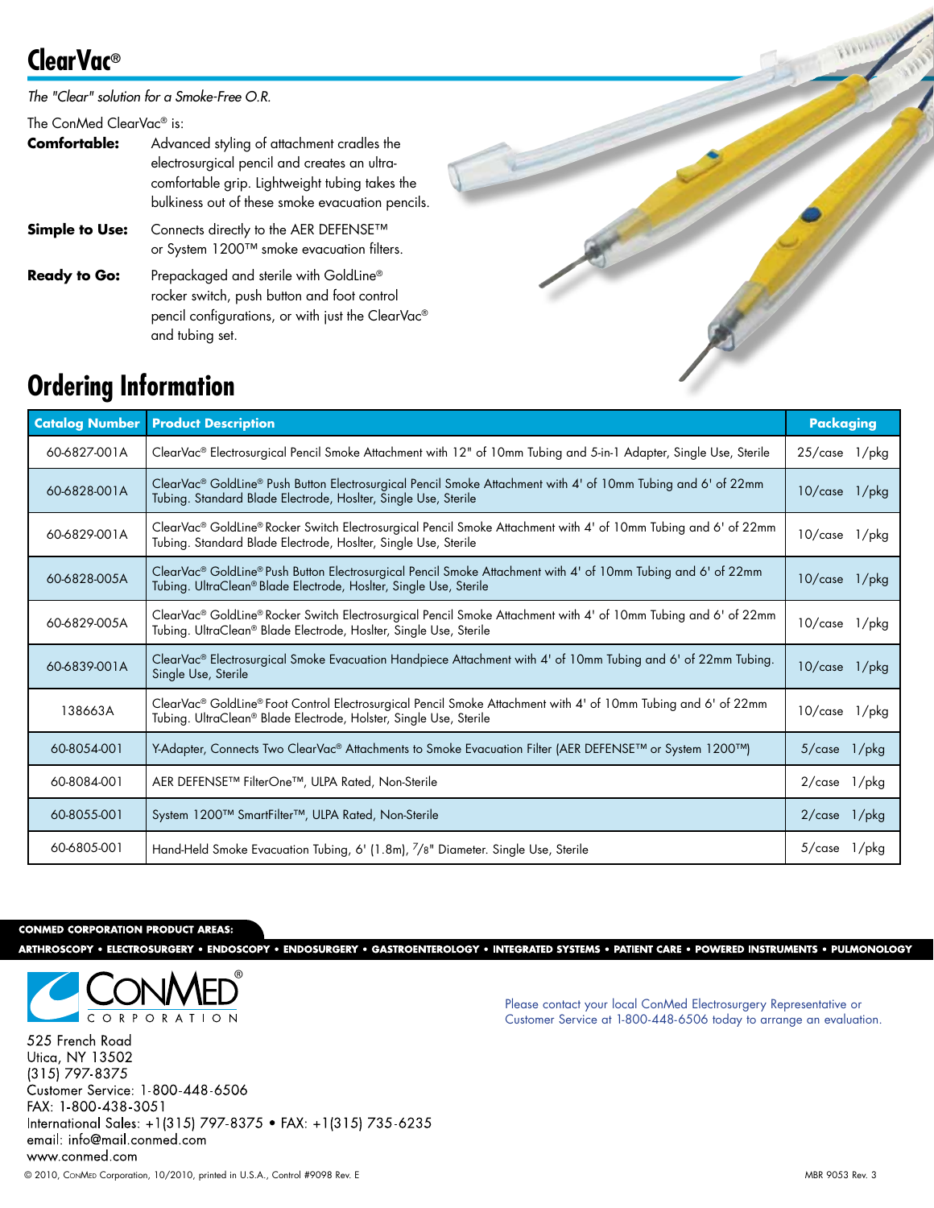# ClearVac®

*The "Clear" solution for a Smoke-Free O.R.*

The ConMed ClearVac® is:

**Comfortable:** Advanced styling of attachment cradles the electrosurgical pencil and creates an ultra-comfortable grip. Lightweight tubing takes the bulkiness out of these smoke evacuation pencils.

**Simple to Use:** Connects directly to the AER DEFENSE™ or System 1200™ smoke evacuation filters.

**Ready to Go:** Prepackaged and sterile with GoldLine® rocker switch, push button and foot control pencil configurations, or with just the ClearVac® and tubing set.

# Ordering Information

| Catalog Number | Product Description | Packaging |
|---|---|---|
| 60-6827-001A | ClearVac® Electrosurgical Pencil Smoke Attachment with 12" of 10mm Tubing and 5-in-1 Adapter, Single Use, Sterile | 25/case 1/pkg |
| 60-6828-001A | ClearVac® GoldLine® Push Button Electrosurgical Pencil Smoke Attachment with 4' of 10mm Tubing and 6' of 22mm Tubing. Standard Blade Electrode, Hoslter, Single Use, Sterile | 10/case 1/pkg |
| 60-6829-001A | ClearVac® GoldLine® Rocker Switch Electrosurgical Pencil Smoke Attachment with 4' of 10mm Tubing and 6' of 22mm Tubing. Standard Blade Electrode, Hoslter, Single Use, Sterile | 10/case 1/pkg |
| 60-6828-005A | ClearVac® GoldLine® Push Button Electrosurgical Pencil Smoke Attachment with 4' of 10mm Tubing and 6' of 22mm Tubing. UltraClean® Blade Electrode, Hoslter, Single Use, Sterile | 10/case 1/pkg |
| 60-6829-005A | ClearVac® GoldLine® Rocker Switch Electrosurgical Pencil Smoke Attachment with 4' of 10mm Tubing and 6' of 22mm Tubing. UltraClean® Blade Electrode, Hoslter, Single Use, Sterile | 10/case 1/pkg |
| 60-6839-001A | ClearVac® Electrosurgical Smoke Evacuation Handpiece Attachment with 4' of 10mm Tubing and 6' of 22mm Tubing. Single Use, Sterile | 10/case 1/pkg |
| 138663A | ClearVac® GoldLine® Foot Control Electrosurgical Pencil Smoke Attachment with 4' of 10mm Tubing and 6' of 22mm Tubing. UltraClean® Blade Electrode, Holster, Single Use, Sterile | 10/case 1/pkg |
| 60-8054-001 | Y-Adapter, Connects Two ClearVac® Attachments to Smoke Evacuation Filter (AER DEFENSE™ or System 1200™) | 5/case 1/pkg |
| 60-8084-001 | AER DEFENSE™ FilterOne™, ULPA Rated, Non-Sterile | 2/case 1/pkg |
| 60-8055-001 | System 1200™ SmartFilter™, ULPA Rated, Non-Sterile | 2/case 1/pkg |
| 60-6805-001 | Hand-Held Smoke Evacuation Tubing, 6' (1.8m), 7/8" Diameter. Single Use, Sterile | 5/case 1/pkg |

**CONMED CORPORATION PRODUCT AREAS:**

**ARTHROSCOPY • ELECTROSURGERY • ENDOSCOPY • ENDOSURGERY • GASTROENTEROLOGY • INTEGRATED SYSTEMS • PATIENT CARE • POWERED INSTRUMENTS • PULMONOLOGY**

CONMED® CORPORATION

525 French Road
Utica, NY 13502
(315) 797-8375
Customer Service: 1-800-448-6506
FAX: 1-800-438-3051
International Sales: +1(315) 797-8375 • FAX: +1(315) 735-6235
email: info@mail.conmed.com
www.conmed.com

Please contact your local ConMed Electrosurgery Representative or Customer Service at 1-800-448-6506 today to arrange an evaluation.

© 2010, ConMed Corporation, 10/2010, printed in U.S.A., Control #9098 Rev. E

MBR 9053 Rev. 3